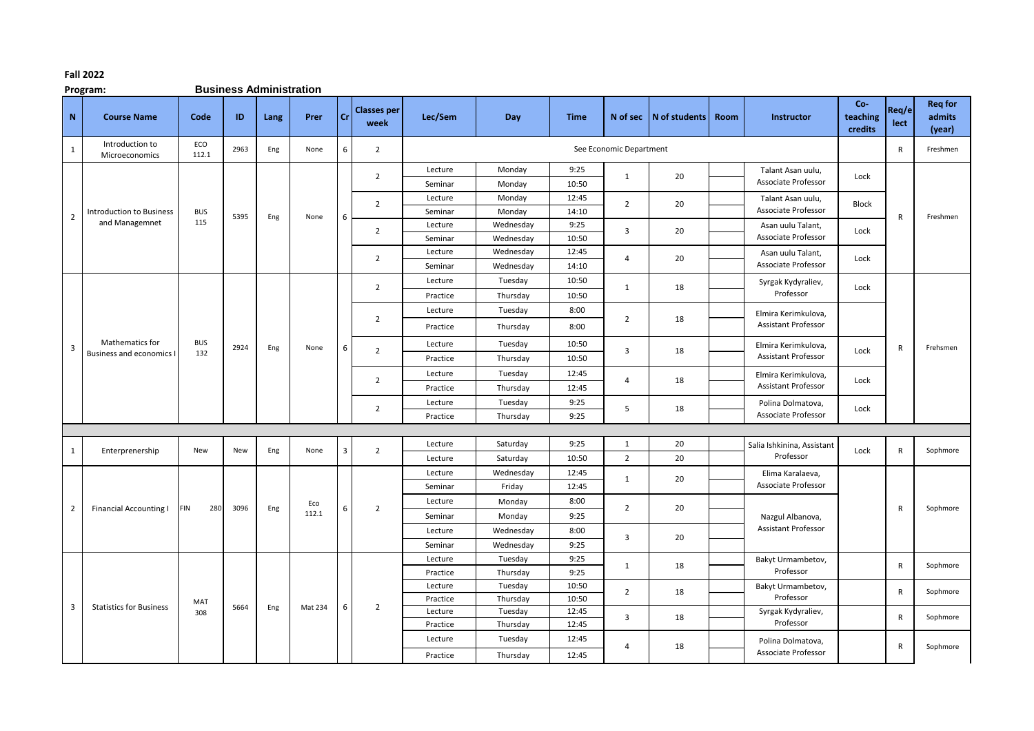**Fall 2022**

**Program:** **Business Administration**

| N | Course Name | Code | ID | Lang | Prer | Cr | Classes per week | Lec/Sem | Day | Time | N of sec | N of students | Room | Instructor | Co-teaching credits | Req/elect | Req for admits (year) |
|---|---|---|---|---|---|---|---|---|---|---|---|---|---|---|---|---|---|
| 1 | Introduction to Microeconomics | ECO 112.1 | 2963 | Eng | None | 6 | 2 | See Economic Department | | | | | | | | R | Freshmen |
| 2 | Introduction to Business and Managemnet | BUS 115 | 5395 | Eng | None | 6 | 2 | Lecture | Monday | 9:25 | 1 | 20 | | Talant Asan uulu, Associate Professor | Lock | R | Freshmen |
| | | | | | | | | Seminar | Monday | 10:50 | | | | | | | |
| | | | | | | | 2 | Lecture | Monday | 12:45 | 2 | 20 | | Talant Asan uulu, Associate Professor | Block | | |
| | | | | | | | | Seminar | Monday | 14:10 | | | | | | | |
| | | | | | | | 2 | Lecture | Wednesday | 9:25 | 3 | 20 | | Asan uulu Talant, Associate Professor | Lock | | |
| | | | | | | | | Seminar | Wednesday | 10:50 | | | | | | | |
| | | | | | | | 2 | Lecture | Wednesday | 12:45 | 4 | 20 | | Asan uulu Talant, Associate Professor | Lock | | |
| | | | | | | | | Seminar | Wednesday | 14:10 | | | | | | | |
| 3 | Mathematics for Business and economics I | BUS 132 | 2924 | Eng | None | 6 | 2 | Lecture | Tuesday | 10:50 | 1 | 18 | | Syrgak Kydyraliev, Professor | Lock | R | Frehsmen |
| | | | | | | | | Practice | Thursday | 10:50 | | | | | | | |
| | | | | | | | 2 | Lecture | Tuesday | 8:00 | 2 | 18 | | Elmira Kerimkulova, Assistant Professor | | | |
| | | | | | | | | Practice | Thursday | 8:00 | | | | | | | |
| | | | | | | | 2 | Lecture | Tuesday | 10:50 | 3 | 18 | | Elmira Kerimkulova, Assistant Professor | Lock | | |
| | | | | | | | | Practice | Thursday | 10:50 | | | | | | | |
| | | | | | | | 2 | Lecture | Tuesday | 12:45 | 4 | 18 | | Elmira Kerimkulova, Assistant Professor | Lock | | |
| | | | | | | | | Practice | Thursday | 12:45 | | | | | | | |
| | | | | | | | 2 | Lecture | Tuesday | 9:25 | 5 | 18 | | Polina Dolmatova, Associate Professor | Lock | | |
| | | | | | | | | Practice | Thursday | 9:25 | | | | | | | |
| | | | | | | | | | | | | | | | | | |
| 1 | Enterpreneurship | New | New | Eng | None | 3 | 2 | Lecture | Saturday | 9:25 | 1 | 20 | | Salia Ishkinina, Assistant Professor | Lock | R | Sophmore |
| | | | | | | | | Lecture | Saturday | 10:50 | 2 | 20 | | | | | |
| 2 | Financial Accounting I | FIN 280 | 3096 | Eng | Eco 112.1 | 6 | 2 | Lecture | Wednesday | 12:45 | 1 | 20 | | Elima Karalaeva, Associate Professor | | R | Sophmore |
| | | | | | | | | Seminar | Friday | 12:45 | | | | | | | |
| | | | | | | | | Lecture | Monday | 8:00 | 2 | 20 | | Nazgul Albanova, Assistant Professor | | | |
| | | | | | | | | Seminar | Monday | 9:25 | | | | | | | |
| | | | | | | | | Lecture | Wednesday | 8:00 | 3 | 20 | | | | | |
| | | | | | | | | Seminar | Wednesday | 9:25 | | | | | | | |
| 3 | Statistics for Business | MAT 308 | 5664 | Eng | Mat 234 | 6 | 2 | Lecture | Tuesday | 9:25 | 1 | 18 | | Bakyt Urmambetov, Professor | | R | Sophmore |
| | | | | | | | | Practice | Thursday | 9:25 | | | | | | | |
| | | | | | | | | Lecture | Tuesday | 10:50 | 2 | 18 | | Bakyt Urmambetov, Professor | | R | Sophmore |
| | | | | | | | | Practice | Thursday | 10:50 | | | | | | | |
| | | | | | | | | Lecture | Tuesday | 12:45 | 3 | 18 | | Syrgak Kydyraliev, Professor | | R | Sophmore |
| | | | | | | | | Practice | Thursday | 12:45 | | | | | | | |
| | | | | | | | | Lecture | Tuesday | 12:45 | 4 | 18 | | Polina Dolmatova, Associate Professor | | R | Sophmore |
| | | | | | | | | Practice | Thursday | 12:45 | | | | | | | |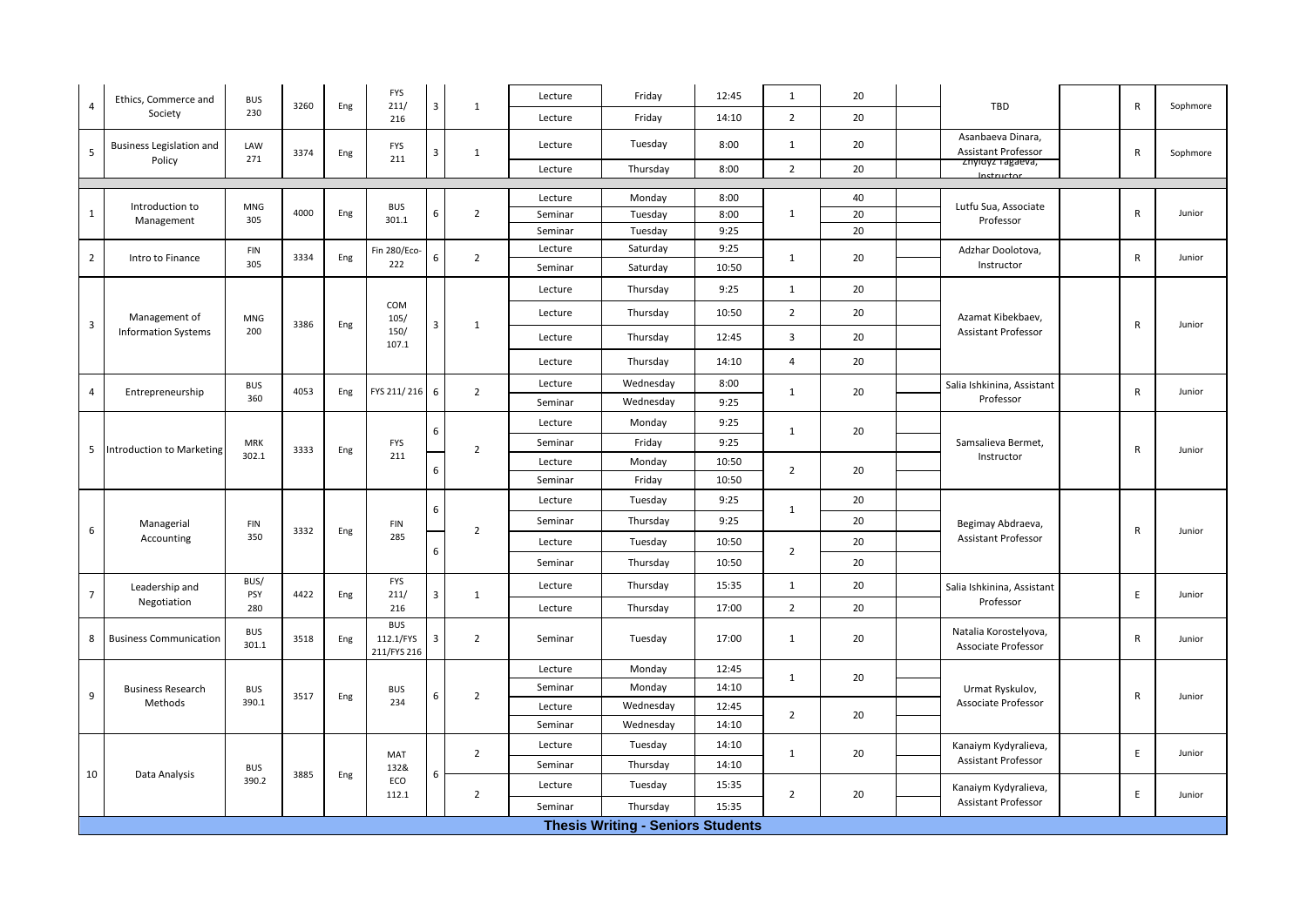| 4 | Ethics, Commerce and Society | BUS 230 | 3260 | Eng | FYS 211/ 216 | 3 | 1 | Lecture | Friday | 12:45 | 1 | 20 | | TBD | | R | Sophmore |
|---|---|---|---|---|---|---|---|---|---|---|---|---|---|---|---|---|---|
| | | | | | | | | Lecture | Friday | 14:10 | 2 | 20 | | | | | |
| 5 | Business Legislation and Policy | LAW 271 | 3374 | Eng | FYS 211 | 3 | 1 | Lecture | Tuesday | 8:00 | 1 | 20 | | Asanbaeva Dinara, Assistant Professor | | R | Sophmore |
| | | | | | | | | Lecture | Thursday | 8:00 | 2 | 20 | | Zhyldyz Tagaeva, Instructor | | | |
| | | | | | | | | | | | | | | | | | |
| 1 | Introduction to Management | MNG 305 | 4000 | Eng | BUS 301.1 | 6 | 2 | Lecture | Monday | 8:00 | 1 | 40 | | Lutfu Sua, Associate Professor | | R | Junior |
| | | | | | | | | Seminar | Tuesday | 8:00 | | 20 | | | | | |
| | | | | | | | | Seminar | Tuesday | 9:25 | | 20 | | | | | |
| 2 | Intro to Finance | FIN 305 | 3334 | Eng | Fin 280/Eco-222 | 6 | 2 | Lecture | Saturday | 9:25 | 1 | 20 | | Adzhar Doolotova, Instructor | | R | Junior |
| | | | | | | | | Seminar | Saturday | 10:50 | | | | | | | |
| 3 | Management of Information Systems | MNG 200 | 3386 | Eng | COM 105/ 150/ 107.1 | 3 | 1 | Lecture | Thursday | 9:25 | 1 | 20 | | Azamat Kibekbaev, Assistant Professor | | R | Junior |
| | | | | | | | | Lecture | Thursday | 10:50 | 2 | 20 | | | | | |
| | | | | | | | | Lecture | Thursday | 12:45 | 3 | 20 | | | | | |
| | | | | | | | | Lecture | Thursday | 14:10 | 4 | 20 | | | | | |
| 4 | Entrepreneurship | BUS 360 | 4053 | Eng | FYS 211/ 216 | 6 | 2 | Lecture | Wednesday | 8:00 | 1 | 20 | | Salia Ishkinina, Assistant Professor | | R | Junior |
| | | | | | | | | Seminar | Wednesday | 9:25 | | | | | | | |
| 5 | Introduction to Marketing | MRK 302.1 | 3333 | Eng | FYS 211 | 6 | 2 | Lecture | Monday | 9:25 | 1 | 20 | | Samsalieva Bermet, Instructor | | R | Junior |
| | | | | | | | | Seminar | Friday | 9:25 | | | | | | | |
| | | | | | | 6 | | Lecture | Monday | 10:50 | 2 | 20 | | | | | |
| | | | | | | | | Seminar | Friday | 10:50 | | | | | | | |
| 6 | Managerial Accounting | FIN 350 | 3332 | Eng | FIN 285 | 6 | 2 | Lecture | Tuesday | 9:25 | 1 | 20 | | Begimay Abdraeva, Assistant Professor | | R | Junior |
| | | | | | | | | Seminar | Thursday | 9:25 | | 20 | | | | | |
| | | | | | | 6 | | Lecture | Tuesday | 10:50 | 2 | 20 | | | | | |
| | | | | | | | | Seminar | Thursday | 10:50 | | 20 | | | | | |
| 7 | Leadership and Negotiation | BUS/ PSY 280 | 4422 | Eng | FYS 211/ 216 | 3 | 1 | Lecture | Thursday | 15:35 | 1 | 20 | | Salia Ishkinina, Assistant Professor | | E | Junior |
| | | | | | | | | Lecture | Thursday | 17:00 | 2 | 20 | | | | | |
| 8 | Business Communication | BUS 301.1 | 3518 | Eng | BUS 112.1/FYS 211/FYS 216 | 3 | 2 | Seminar | Tuesday | 17:00 | 1 | 20 | | Natalia Korostelyova, Associate Professor | | R | Junior |
| 9 | Business Research Methods | BUS 390.1 | 3517 | Eng | BUS 234 | 6 | 2 | Lecture | Monday | 12:45 | 1 | 20 | | Urmat Ryskulov, Associate Professor | | R | Junior |
| | | | | | | | | Seminar | Monday | 14:10 | | | | | | | |
| | | | | | | | | Lecture | Wednesday | 12:45 | 2 | 20 | | | | | |
| | | | | | | | | Seminar | Wednesday | 14:10 | | | | | | | |
| 10 | Data Analysis | BUS 390.2 | 3885 | Eng | MAT 132& ECO 112.1 | 6 | 2 | Lecture | Tuesday | 14:10 | 1 | 20 | | Kanaiym Kydyralieva, Assistant Professor | | E | Junior |
| | | | | | | | | Seminar | Thursday | 14:10 | | | | | | | |
| | | | | | | | 2 | Lecture | Tuesday | 15:35 | 2 | 20 | | Kanaiym Kydyralieva, Assistant Professor | | E | Junior |
| | | | | | | | | Seminar | Thursday | 15:35 | | | | | | | |

**Thesis Writing - Seniors Students**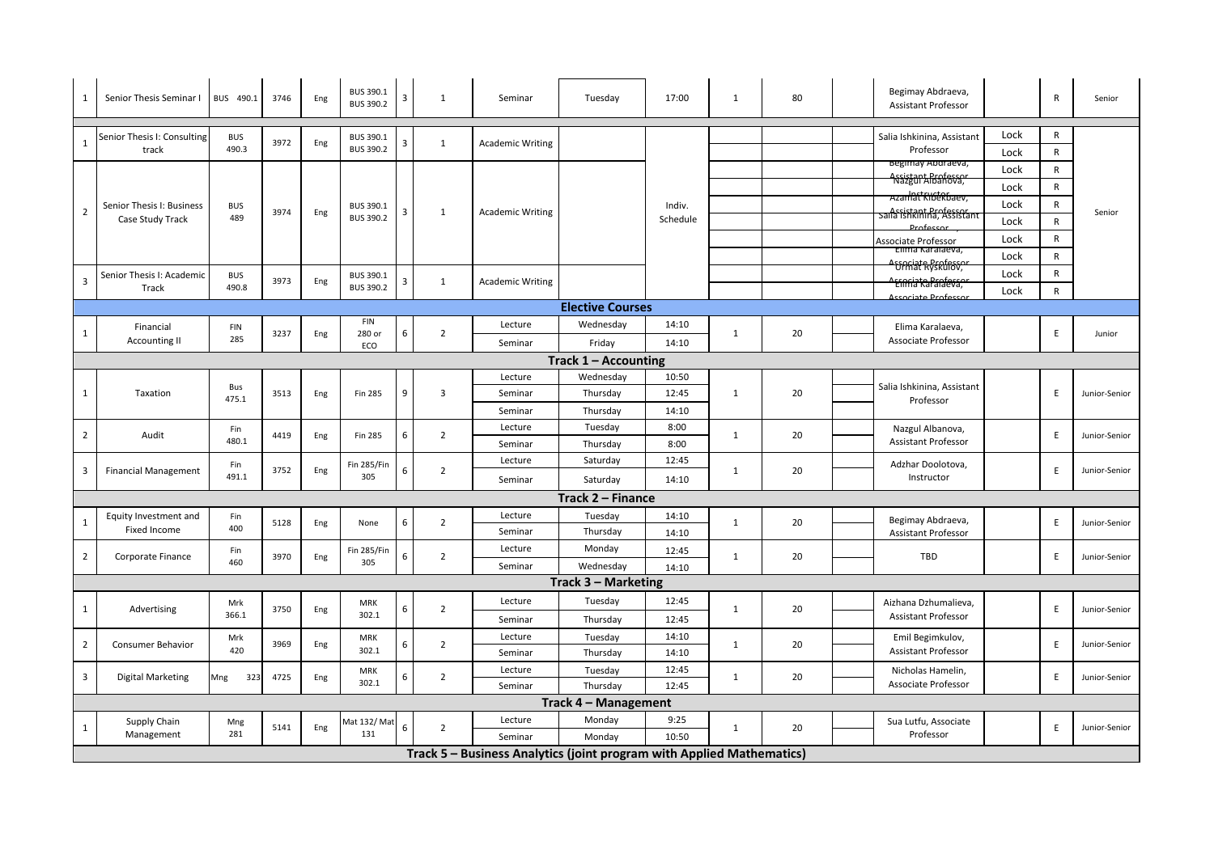| 1 | Senior Thesis Seminar I | BUS 490.1 | 3746 | Eng | BUS 390.1 BUS 390.2 | 3 | 1 | Seminar | Tuesday | 17:00 | 1 | 80 | | Begimay Abdraeva, Assistant Professor | | R | Senior |
|---|---|---|---|---|---|---|---|---|---|---|---|---|---|---|---|---|---|
| 1 | Senior Thesis I: Consulting track | BUS 490.3 | 3972 | Eng | BUS 390.1 BUS 390.2 | 3 | 1 | Academic Writing | | Indiv. Schedule | | | | Salia Ishkinina, Assistant Professor | Lock | R | Senior |
| | | | | | | | | | | | | | | | Lock | R | |
| 2 | Senior Thesis I: Business Case Study Track | BUS 489 | 3974 | Eng | BUS 390.1 BUS 390.2 | 3 | 1 | Academic Writing | | | | | | Begimay Abdraeva, Assistant Professor | Lock | R | |
| | | | | | | | | | | | | | | Nazgul Albanova, Instructor | Lock | R | |
| | | | | | | | | | | | | | | Azamat Kibekbaev, Assistant Professor | Lock | R | |
| | | | | | | | | | | | | | | Salia Ishkinina, Assistant Professor | Lock | R | |
| | | | | | | | | | | | | | | Associate Professor | Lock | R | |
| | | | | | | | | | | | | | | Elima Karalaeva, Associate Professor | Lock | R | |
| 3 | Senior Thesis I: Academic Track | BUS 490.8 | 3973 | Eng | BUS 390.1 BUS 390.2 | 3 | 1 | Academic Writing | | | | | | Urmat Ryskulov, Associate Professor | Lock | R | |
| | | | | | | | | | | | | | | Elima Karalaeva, Associate Professor | Lock | R | |
| **Elective Courses** | | | | | | | | | | | | | | | | | |
| 1 | Financial Accounting II | FIN 285 | 3237 | Eng | FIN 280 or ECO | 6 | 2 | Lecture | Wednesday | 14:10 | 1 | 20 | | Elima Karalaeva, Associate Professor | | E | Junior |
| | | | | | | | | Seminar | Friday | 14:10 | | | | | | | |
| **Track 1 – Accounting** | | | | | | | | | | | | | | | | | |
| 1 | Taxation | Bus 475.1 | 3513 | Eng | Fin 285 | 9 | 3 | Lecture | Wednesday | 10:50 | 1 | 20 | | Salia Ishkinina, Assistant Professor | | E | Junior-Senior |
| | | | | | | | | Seminar | Thursday | 12:45 | | | | | | | |
| | | | | | | | | Seminar | Thursday | 14:10 | | | | | | | |
| 2 | Audit | Fin 480.1 | 4419 | Eng | Fin 285 | 6 | 2 | Lecture | Tuesday | 8:00 | 1 | 20 | | Nazgul Albanova, Assistant Professor | | E | Junior-Senior |
| | | | | | | | | Seminar | Thursday | 8:00 | | | | | | | |
| 3 | Financial Management | Fin 491.1 | 3752 | Eng | Fin 285/Fin 305 | 6 | 2 | Lecture | Saturday | 12:45 | 1 | 20 | | Adzhar Doolotova, Instructor | | E | Junior-Senior |
| | | | | | | | | Seminar | Saturday | 14:10 | | | | | | | |
| **Track 2 – Finance** | | | | | | | | | | | | | | | | | |
| 1 | Equity Investment and Fixed Income | Fin 400 | 5128 | Eng | None | 6 | 2 | Lecture | Tuesday | 14:10 | 1 | 20 | | Begimay Abdraeva, Assistant Professor | | E | Junior-Senior |
| | | | | | | | | Seminar | Thursday | 14:10 | | | | | | | |
| 2 | Corporate Finance | Fin 460 | 3970 | Eng | Fin 285/Fin 305 | 6 | 2 | Lecture | Monday | 12:45 | 1 | 20 | | TBD | | E | Junior-Senior |
| | | | | | | | | Seminar | Wednesday | 14:10 | | | | | | | |
| **Track 3 – Marketing** | | | | | | | | | | | | | | | | | |
| 1 | Advertising | Mrk 366.1 | 3750 | Eng | MRK 302.1 | 6 | 2 | Lecture | Tuesday | 12:45 | 1 | 20 | | Aizhana Dzhumalieva, Assistant Professor | | E | Junior-Senior |
| | | | | | | | | Seminar | Thursday | 12:45 | | | | | | | |
| 2 | Consumer Behavior | Mrk 420 | 3969 | Eng | MRK 302.1 | 6 | 2 | Lecture | Tuesday | 14:10 | 1 | 20 | | Emil Begimkulov, Assistant Professor | | E | Junior-Senior |
| | | | | | | | | Seminar | Thursday | 14:10 | | | | | | | |
| 3 | Digital Marketing | Mng 323 | 4725 | Eng | MRK 302.1 | 6 | 2 | Lecture | Tuesday | 12:45 | 1 | 20 | | Nicholas Hamelin, Associate Professor | | E | Junior-Senior |
| | | | | | | | | Seminar | Thursday | 12:45 | | | | | | | |
| **Track 4 – Management** | | | | | | | | | | | | | | | | | |
| 1 | Supply Chain Management | Mng 281 | 5141 | Eng | Mat 132/ Mat 131 | 6 | 2 | Lecture | Monday | 9:25 | 1 | 20 | | Sua Lutfu, Associate Professor | | E | Junior-Senior |
| | | | | | | | | Seminar | Monday | 10:50 | | | | | | | |
| **Track 5 – Business Analytics (joint program with Applied Mathematics)** | | | | | | | | | | | | | | | | | |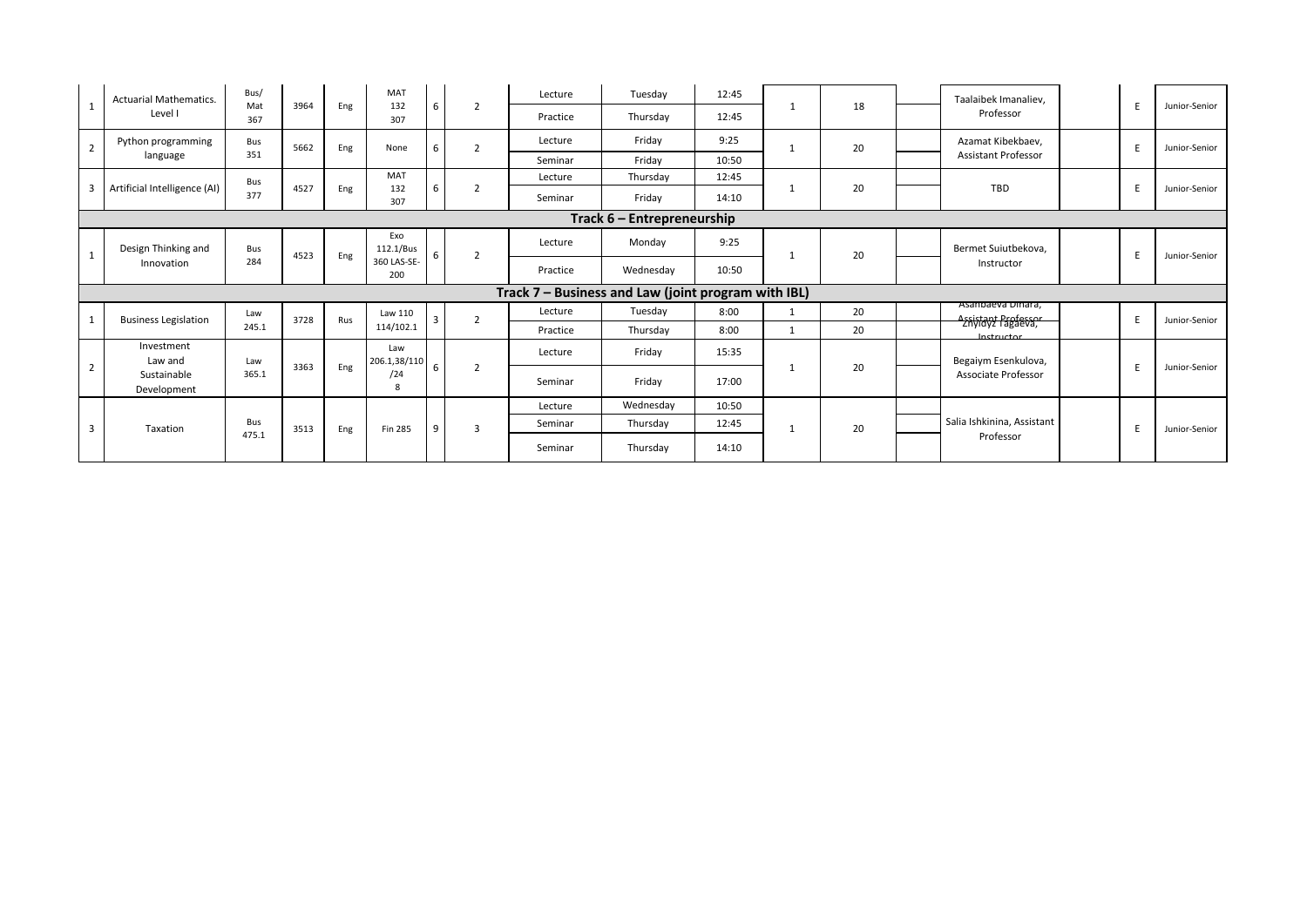| | | | | | | | | | | | | | | | | | |
|---|---|---|---|---|---|---|---|---|---|---|---|---|---|---|---|---|---|
| 1 | Actuarial Mathematics. Level I | Bus/ Mat 367 | 3964 | Eng | MAT 132 307 | 6 | 2 | Lecture | Tuesday | 12:45 | 1 | 18 | | Taalaibek Imanaliev, Professor | | E | Junior-Senior |
| | | | | | | | | Practice | Thursday | 12:45 | | | | | | | |
| 2 | Python programming language | Bus 351 | 5662 | Eng | None | 6 | 2 | Lecture | Friday | 9:25 | 1 | 20 | | Azamat Kibekbaev, Assistant Professor | | E | Junior-Senior |
| | | | | | | | | Seminar | Friday | 10:50 | | | | | | | |
| 3 | Artificial Intelligence (AI) | Bus 377 | 4527 | Eng | MAT 132 307 | 6 | 2 | Lecture | Thursday | 12:45 | 1 | 20 | | TBD | | E | Junior-Senior |
| | | | | | | | | Seminar | Friday | 14:10 | | | | | | | |
| **Track 6 – Entrepreneurship** | | | | | | | | | | | | | | | | | |
| 1 | Design Thinking and Innovation | Bus 284 | 4523 | Eng | Exo 112.1/Bus 360 LAS-SE-200 | 6 | 2 | Lecture | Monday | 9:25 | 1 | 20 | | Bermet Suiutbekova, Instructor | | E | Junior-Senior |
| | | | | | | | | Practice | Wednesday | 10:50 | | | | | | | |
| **Track 7 – Business and Law (joint program with IBL)** | | | | | | | | | | | | | | | | | |
| 1 | Business Legislation | Law 245.1 | 3728 | Rus | Law 110 114/102.1 | 3 | 2 | Lecture | Tuesday | 8:00 | 1 | 20 | | Asanbaeva Dinara, Assistant Professor | | E | Junior-Senior |
| | | | | | | | | Practice | Thursday | 8:00 | 1 | 20 | | Zhyldyz Tagaeva, Instructor | | | |
| 2 | Investment Law and Sustainable Development | Law 365.1 | 3363 | Eng | Law 206.1,38/110/248 | 6 | 2 | Lecture | Friday | 15:35 | 1 | 20 | | Begaiym Esenkulova, Associate Professor | | E | Junior-Senior |
| | | | | | | | | Seminar | Friday | 17:00 | | | | | | | |
| 3 | Taxation | Bus 475.1 | 3513 | Eng | Fin 285 | 9 | 3 | Lecture | Wednesday | 10:50 | 1 | 20 | | Salia Ishkinina, Assistant Professor | | E | Junior-Senior |
| | | | | | | | | Seminar | Thursday | 12:45 | | | | | | | |
| | | | | | | | | Seminar | Thursday | 14:10 | | | | | | | |